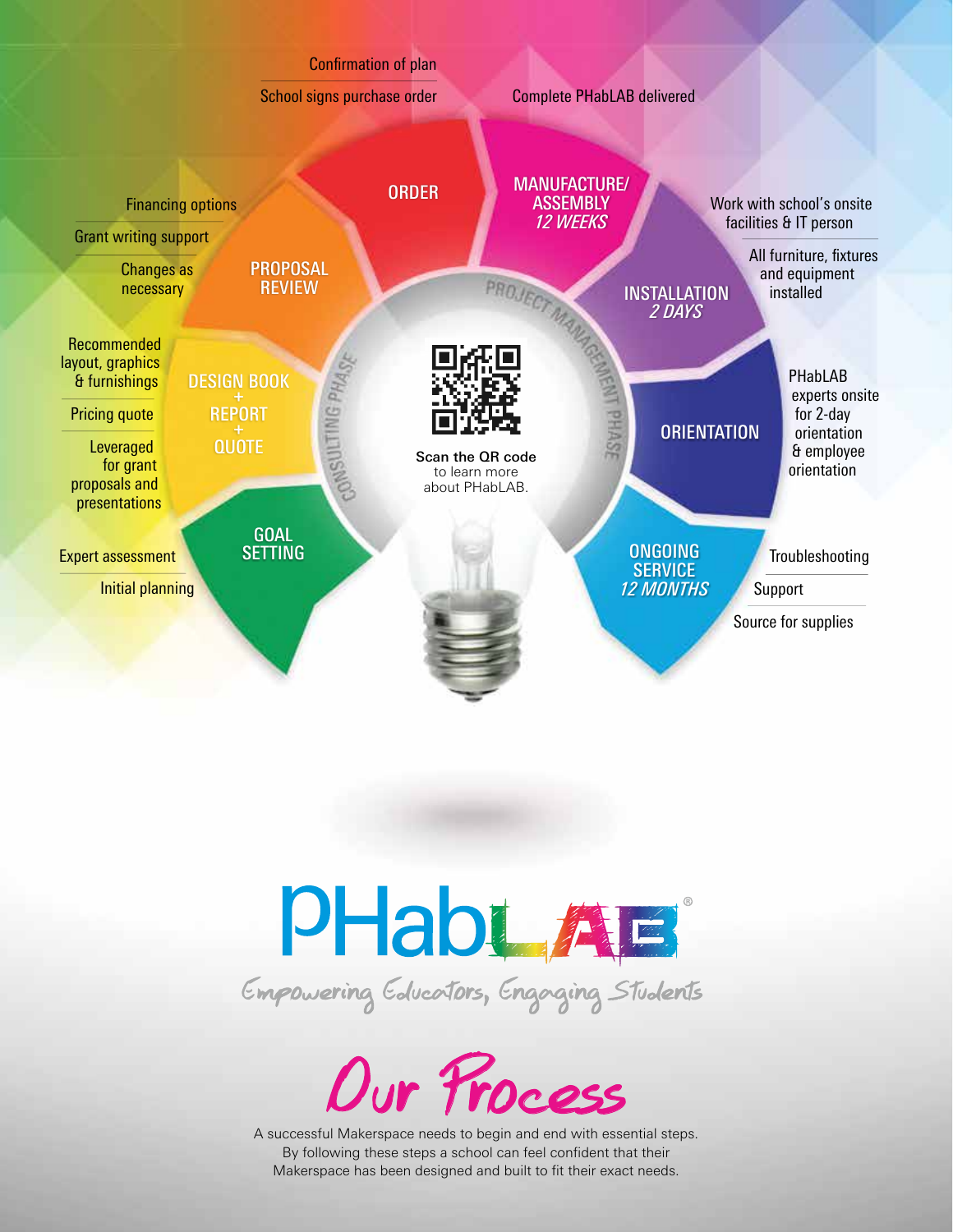## Consulting Phase

### Goal Setting
- Expert assessment
- Initial planning

### Design Book + Report + Quote
- Recommended layout, graphics & furnishings
- Pricing quote
- Leveraged for grant proposals and presentations

### Proposal Review
- Financing options
- Grant writing support
- Changes as necessary

### Order
- Confirmation of plan
- School signs purchase order

## Project Management Phase

### Manufacture/Assembly *12 Weeks*
- Complete PHabLAB delivered

### Installation *2 Days*
- Work with school's onsite facilities & IT person
- All furniture, fixtures and equipment installed

### Orientation
- PHabLAB experts onsite for 2-day orientation & employee orientation

### Ongoing Service *12 Months*
- Troubleshooting
- Support
- Source for supplies

**Scan the QR code** to learn more about PHabLAB.

# PHabLAB®

*Empowering Educators, Engaging Students*

# Our Process

A successful Makerspace needs to begin and end with essential steps. By following these steps a school can feel confident that their Makerspace has been designed and built to fit their exact needs.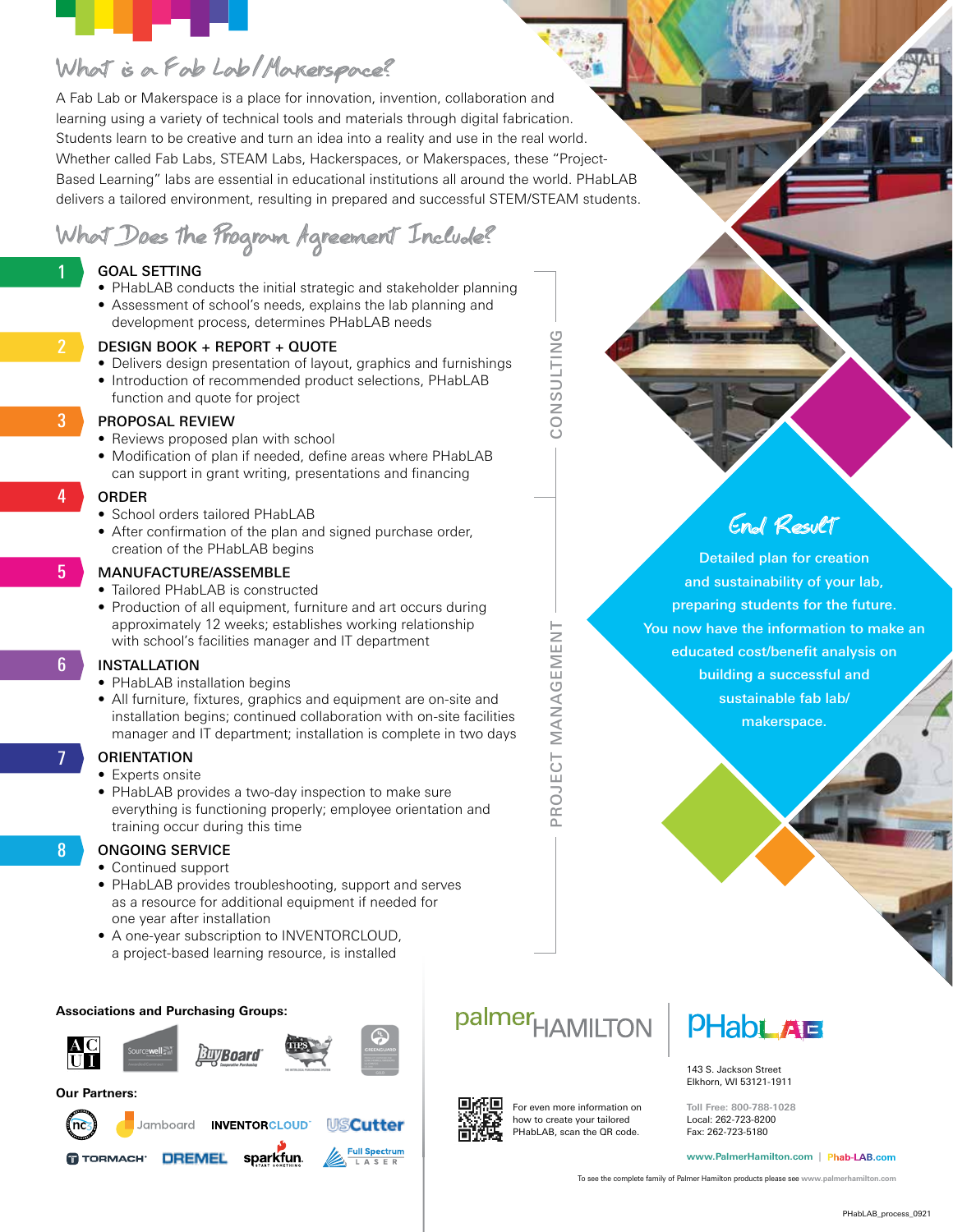## What is a Fab Lab/Makerspace?

A Fab Lab or Makerspace is a place for innovation, invention, collaboration and learning using a variety of technical tools and materials through digital fabrication. Students learn to be creative and turn an idea into a reality and use in the real world. Whether called Fab Labs, STEAM Labs, Hackerspaces, or Makerspaces, these "Project-Based Learning" labs are essential in educational institutions all around the world. PHabLAB delivers a tailored environment, resulting in prepared and successful STEM/STEAM students.

## What Does the Program Agreement Include?

*CONSULTING*

### 1 GOAL SETTING

- PHabLAB conducts the initial strategic and stakeholder planning
- Assessment of school's needs, explains the lab planning and development process, determines PHabLAB needs

### 2 DESIGN BOOK + REPORT + QUOTE

- Delivers design presentation of layout, graphics and furnishings
- Introduction of recommended product selections, PHabLAB function and quote for project

### 3 PROPOSAL REVIEW

- Reviews proposed plan with school
- Modification of plan if needed, define areas where PHabLAB can support in grant writing, presentations and financing

*PROJECT MANAGEMENT*

### 4 ORDER

- School orders tailored PHabLAB
- After confirmation of the plan and signed purchase order, creation of the PHabLAB begins

### 5 MANUFACTURE/ASSEMBLE

- Tailored PHabLAB is constructed
- Production of all equipment, furniture and art occurs during approximately 12 weeks; establishes working relationship with school's facilities manager and IT department

### 6 INSTALLATION

- PHabLAB installation begins
- All furniture, fixtures, graphics and equipment are on-site and installation begins; continued collaboration with on-site facilities manager and IT department; installation is complete in two days

### 7 ORIENTATION

- Experts onsite
- PHabLAB provides a two-day inspection to make sure everything is functioning properly; employee orientation and training occur during this time

### 8 ONGOING SERVICE

- Continued support
- PHabLAB provides troubleshooting, support and serves as a resource for additional equipment if needed for one year after installation
- A one-year subscription to INVENTORCLOUD, a project-based learning resource, is installed

## End Result

Detailed plan for creation and sustainability of your lab, preparing students for the future. You now have the information to make an educated cost/benefit analysis on building a successful and sustainable fab lab/ makerspace.

**Associations and Purchasing Groups:**

AC UI | Sourcewell | BuyBoard | TIPS | GREENGUARD

**Our Partners:**

ncs | Jamboard | INVENTORCLOUD | USCutter | TORMACH | DREMEL | sparkfun | Full Spectrum LASER

palmerHAMILTON | PHabLAB

143 S. Jackson Street
Elkhorn, WI 53121-1911

For even more information on how to create your tailored PHabLAB, scan the QR code.

Toll Free: 800-788-1028
Local: 262-723-8200
Fax: 262-723-5180

www.PalmerHamilton.com | Phab-LAB.com

To see the complete family of Palmer Hamilton products please see www.palmerhamilton.com

PHabLAB_process_0921